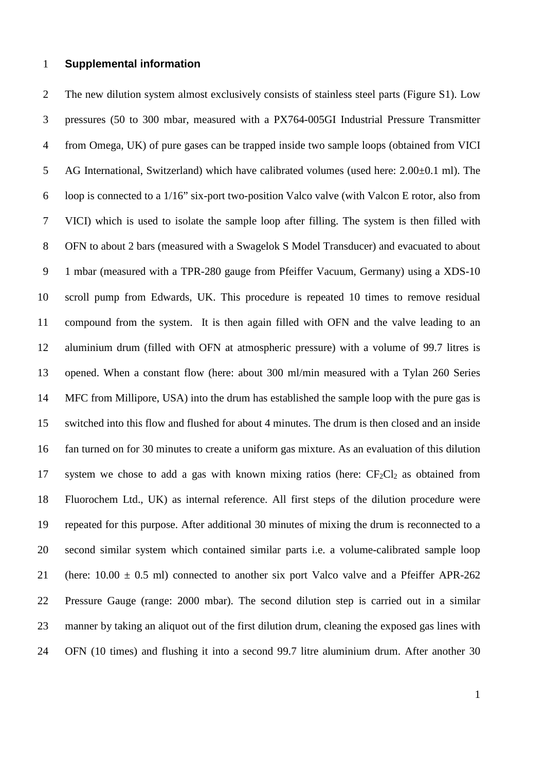# Supplemental information

The new dilution system almost exclusively consists of stainless steel parts (Figure S1). Low pressures (50 to 300 mbar, measured with a PX764-005GI Industrial Pressure Transmitter from Omega, UK) of pure gases can be trapped inside two sample loops (obtained from VICI AG International, Switzerland) which have calibrated volumes (used here: 2.00±0.1 ml). The loop is connected to a 1/16" six-port two-position Valco valve (with Valcon E rotor, also from VICI) which is used to isolate the sample loop after filling. The system is then filled with OFN to about 2 bars (measured with a Swagelok S Model Transducer) and evacuated to about 1 mbar (measured with a TPR-280 gauge from Pfeiffer Vacuum, Germany) using a XDS-10 scroll pump from Edwards, UK. This procedure is repeated 10 times to remove residual compound from the system. It is then again filled with OFN and the valve leading to an aluminium drum (filled with OFN at atmospheric pressure) with a volume of 99.7 litres is opened. When a constant flow (here: about 300 ml/min measured with a Tylan 260 Series MFC from Millipore, USA) into the drum has established the sample loop with the pure gas is switched into this flow and flushed for about 4 minutes. The drum is then closed and an inside fan turned on for 30 minutes to create a uniform gas mixture. As an evaluation of this dilution system we chose to add a gas with known mixing ratios (here: $CF_2Cl_2$ as obtained from Fluorochem Ltd., UK) as internal reference. All first steps of the dilution procedure were repeated for this purpose. After additional 30 minutes of mixing the drum is reconnected to a second similar system which contained similar parts i.e. a volume-calibrated sample loop (here: 10.00 ± 0.5 ml) connected to another six port Valco valve and a Pfeiffer APR-262 Pressure Gauge (range: 2000 mbar). The second dilution step is carried out in a similar manner by taking an aliquot out of the first dilution drum, cleaning the exposed gas lines with OFN (10 times) and flushing it into a second 99.7 litre aluminium drum. After another 30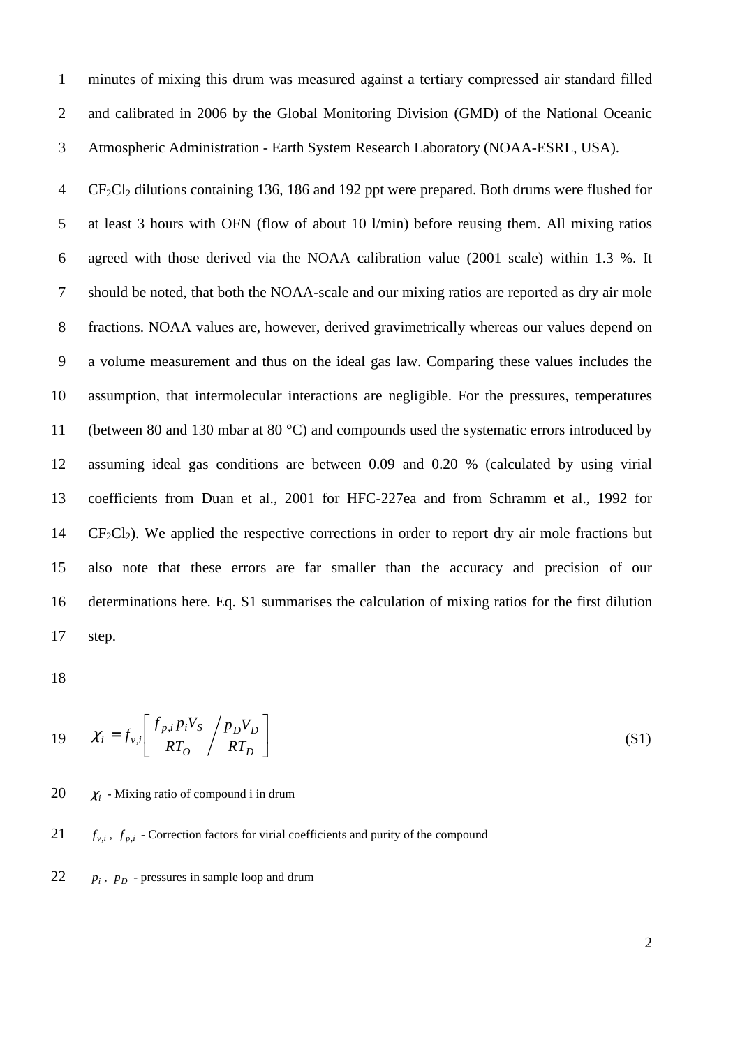minutes of mixing this drum was measured against a tertiary compressed air standard filled and calibrated in 2006 by the Global Monitoring Division (GMD) of the National Oceanic Atmospheric Administration - Earth System Research Laboratory (NOAA-ESRL, USA).

$CF_2Cl_2$ dilutions containing 136, 186 and 192 ppt were prepared. Both drums were flushed for at least 3 hours with OFN (flow of about 10 l/min) before reusing them. All mixing ratios agreed with those derived via the NOAA calibration value (2001 scale) within 1.3 %. It should be noted, that both the NOAA-scale and our mixing ratios are reported as dry air mole fractions. NOAA values are, however, derived gravimetrically whereas our values depend on a volume measurement and thus on the ideal gas law. Comparing these values includes the assumption, that intermolecular interactions are negligible. For the pressures, temperatures (between 80 and 130 mbar at 80 °C) and compounds used the systematic errors introduced by assuming ideal gas conditions are between 0.09 and 0.20 % (calculated by using virial coefficients from Duan et al., 2001 for HFC-227ea and from Schramm et al., 1992 for $CF_2Cl_2$). We applied the respective corrections in order to report dry air mole fractions but also note that these errors are far smaller than the accuracy and precision of our determinations here. Eq. S1 summarises the calculation of mixing ratios for the first dilution step.

$$\chi_i = f_{v,i}\left[\frac{f_{p,i}\, p_i V_S}{RT_O} \bigg/ \frac{p_D V_D}{RT_D}\right] \tag{S1}$$

$\chi_i$ - Mixing ratio of compound i in drum

$f_{v,i}$, $f_{p,i}$ - Correction factors for virial coefficients and purity of the compound

$p_i$, $p_D$ - pressures in sample loop and drum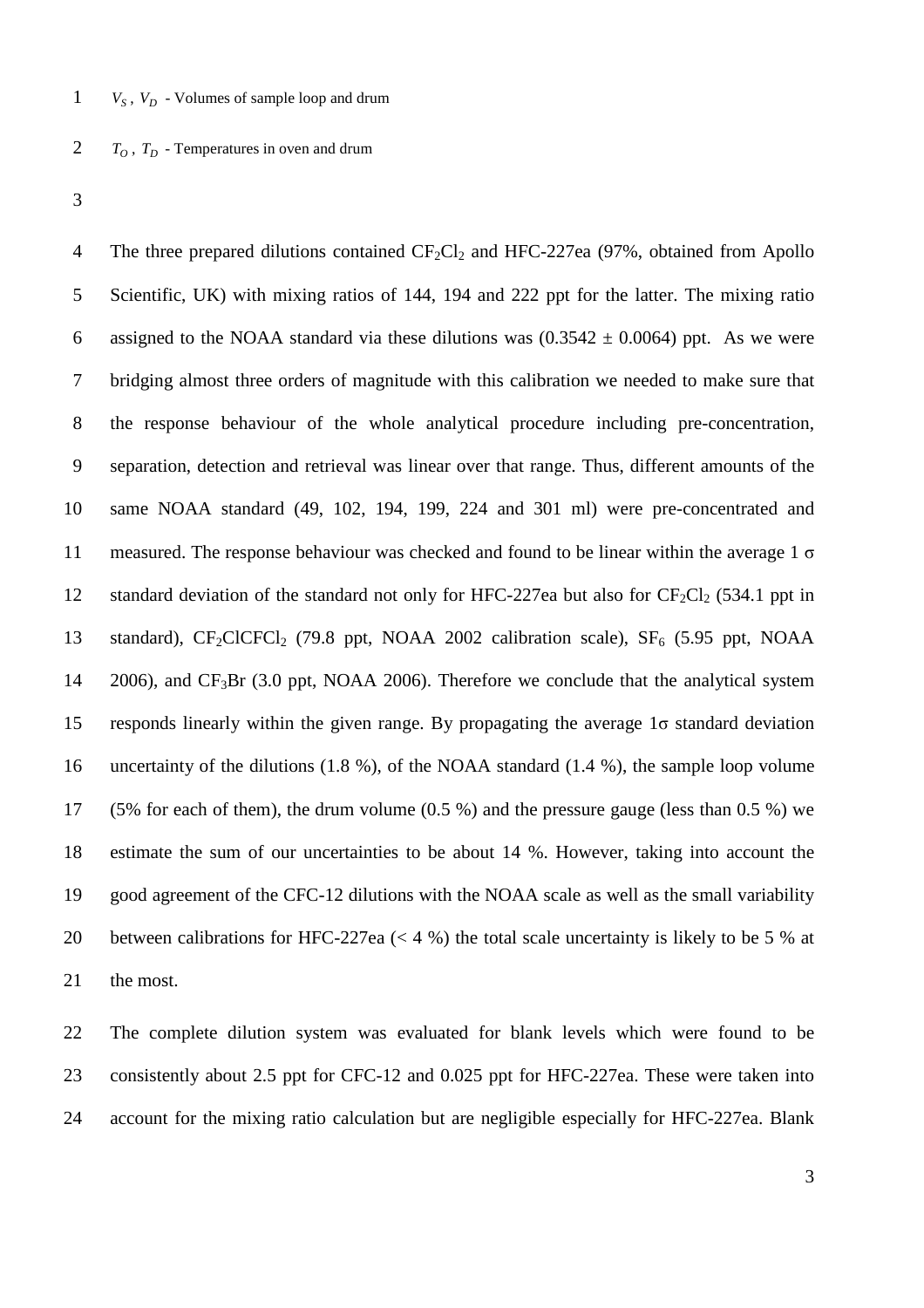$V_S$ , $V_D$ - Volumes of sample loop and drum

$T_O$ , $T_D$ - Temperatures in oven and drum

The three prepared dilutions contained $CF_2Cl_2$ and HFC-227ea (97%, obtained from Apollo Scientific, UK) with mixing ratios of 144, 194 and 222 ppt for the latter. The mixing ratio assigned to the NOAA standard via these dilutions was $(0.3542 \pm 0.0064)$ ppt. As we were bridging almost three orders of magnitude with this calibration we needed to make sure that the response behaviour of the whole analytical procedure including pre-concentration, separation, detection and retrieval was linear over that range. Thus, different amounts of the same NOAA standard (49, 102, 194, 199, 224 and 301 ml) were pre-concentrated and measured. The response behaviour was checked and found to be linear within the average 1 $\sigma$ standard deviation of the standard not only for HFC-227ea but also for $CF_2Cl_2$ (534.1 ppt in standard), $CF_2ClCFCl_2$ (79.8 ppt, NOAA 2002 calibration scale), $SF_6$ (5.95 ppt, NOAA 2006), and $CF_3Br$ (3.0 ppt, NOAA 2006). Therefore we conclude that the analytical system responds linearly within the given range. By propagating the average 1$\sigma$ standard deviation uncertainty of the dilutions (1.8 %), of the NOAA standard (1.4 %), the sample loop volume (5% for each of them), the drum volume (0.5 %) and the pressure gauge (less than 0.5 %) we estimate the sum of our uncertainties to be about 14 %. However, taking into account the good agreement of the CFC-12 dilutions with the NOAA scale as well as the small variability between calibrations for HFC-227ea (< 4 %) the total scale uncertainty is likely to be 5 % at the most.

The complete dilution system was evaluated for blank levels which were found to be consistently about 2.5 ppt for CFC-12 and 0.025 ppt for HFC-227ea. These were taken into account for the mixing ratio calculation but are negligible especially for HFC-227ea. Blank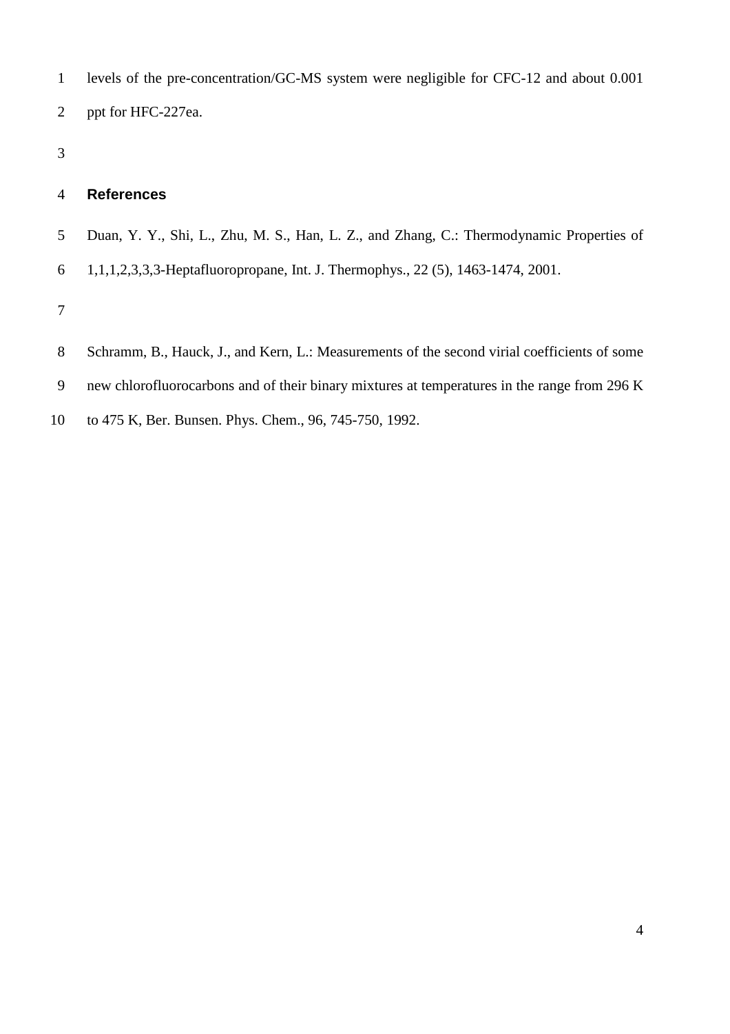levels of the pre-concentration/GC-MS system were negligible for CFC-12 and about 0.001 ppt for HFC-227ea.

## References

Duan, Y. Y., Shi, L., Zhu, M. S., Han, L. Z., and Zhang, C.: Thermodynamic Properties of 1,1,1,2,3,3,3-Heptafluoropropane, Int. J. Thermophys., 22 (5), 1463-1474, 2001.

Schramm, B., Hauck, J., and Kern, L.: Measurements of the second virial coefficients of some new chlorofluorocarbons and of their binary mixtures at temperatures in the range from 296 K to 475 K, Ber. Bunsen. Phys. Chem., 96, 745-750, 1992.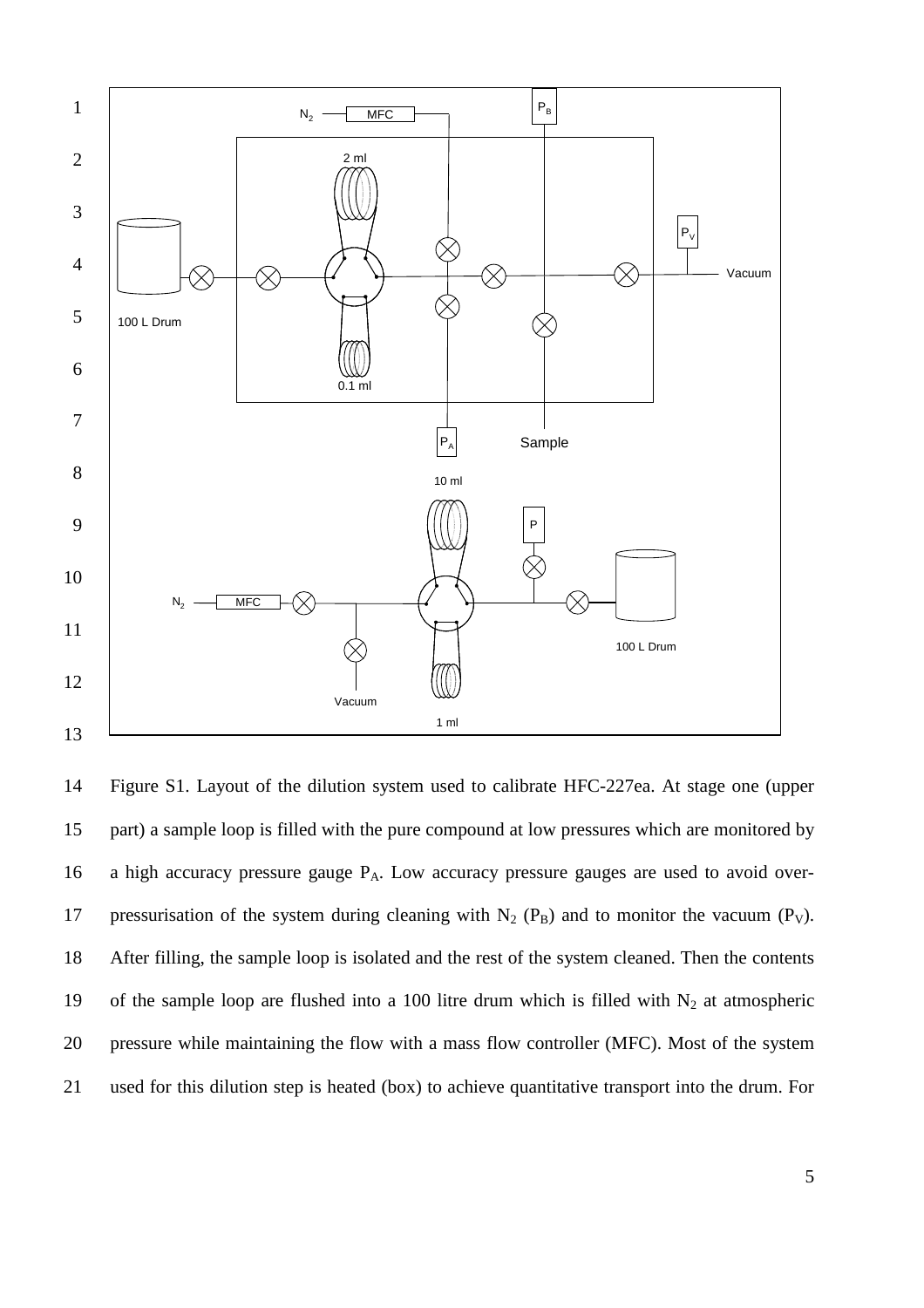Figure S1. Layout of the dilution system used to calibrate HFC-227ea. At stage one (upper part) a sample loop is filled with the pure compound at low pressures which are monitored by a high accuracy pressure gauge $P_A$. Low accuracy pressure gauges are used to avoid over-pressurisation of the system during cleaning with $N_2$ ($P_B$) and to monitor the vacuum ($P_V$). After filling, the sample loop is isolated and the rest of the system cleaned. Then the contents of the sample loop are flushed into a 100 litre drum which is filled with $N_2$ at atmospheric pressure while maintaining the flow with a mass flow controller (MFC). Most of the system used for this dilution step is heated (box) to achieve quantitative transport into the drum. For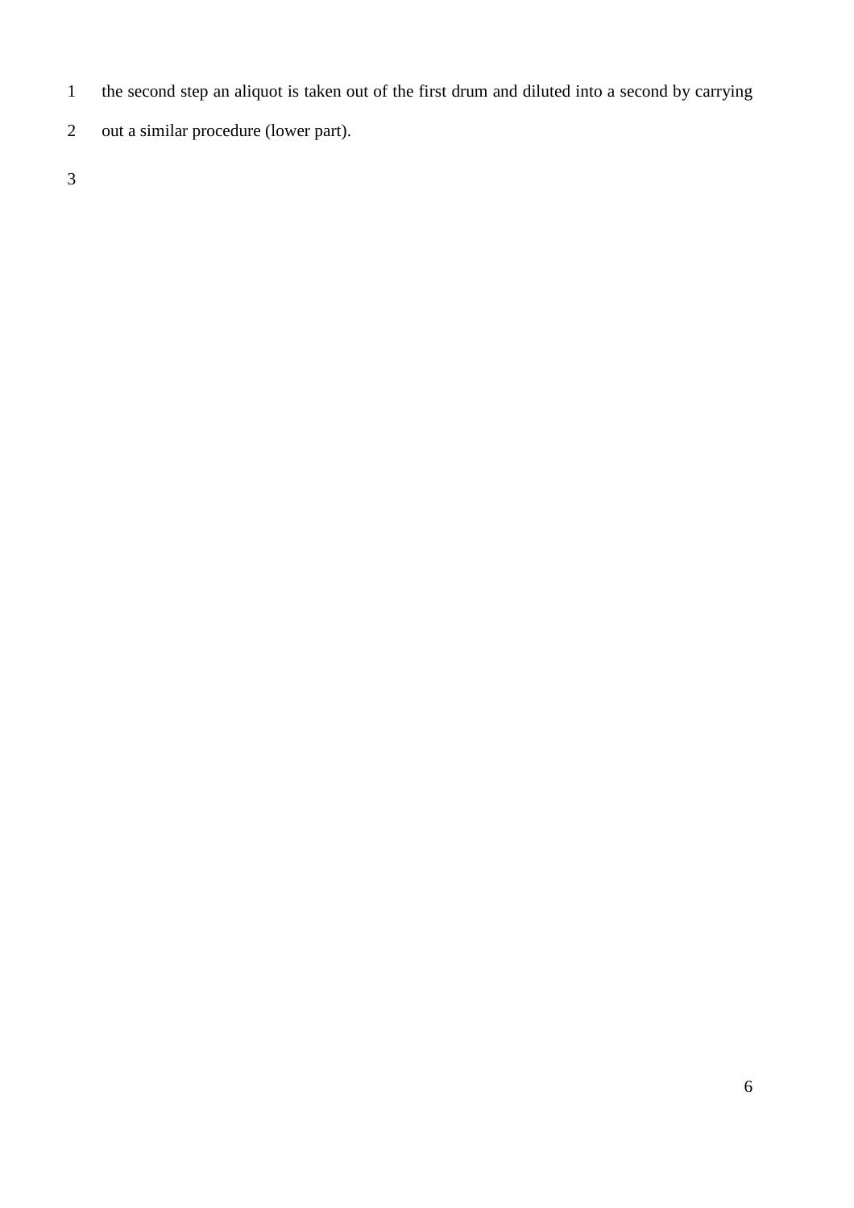the second step an aliquot is taken out of the first drum and diluted into a second by carrying out a similar procedure (lower part).